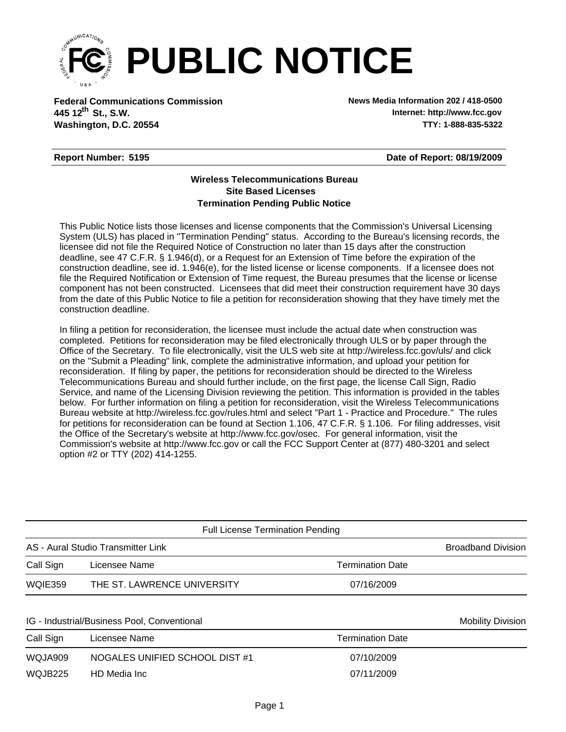# PUBLIC NOTICE

**Federal Communications Commission**
**445 12th St., S.W.**
**Washington, D.C. 20554**

**News Media Information 202 / 418-0500**
**Internet: http://www.fcc.gov**
**TTY: 1-888-835-5322**

**Report Number: 5195** | **Date of Report: 08/19/2009**

### Wireless Telecommunications Bureau
### Site Based Licenses
### Termination Pending Public Notice

This Public Notice lists those licenses and license components that the Commission's Universal Licensing System (ULS) has placed in "Termination Pending" status. According to the Bureau's licensing records, the licensee did not file the Required Notice of Construction no later than 15 days after the construction deadline, see 47 C.F.R. § 1.946(d), or a Request for an Extension of Time before the expiration of the construction deadline, see id. 1.946(e), for the listed license or license components. If a licensee does not file the Required Notification or Extension of Time request, the Bureau presumes that the license or license component has not been constructed. Licensees that did meet their construction requirement have 30 days from the date of this Public Notice to file a petition for reconsideration showing that they have timely met the construction deadline.

In filing a petition for reconsideration, the licensee must include the actual date when construction was completed. Petitions for reconsideration may be filed electronically through ULS or by paper through the Office of the Secretary. To file electronically, visit the ULS web site at http://wireless.fcc.gov/uls/ and click on the "Submit a Pleading" link, complete the administrative information, and upload your petition for reconsideration. If filing by paper, the petitions for reconsideration should be directed to the Wireless Telecommunications Bureau and should further include, on the first page, the license Call Sign, Radio Service, and name of the Licensing Division reviewing the petition. This information is provided in the tables below. For further information on filing a petition for reconsideration, visit the Wireless Telecommunications Bureau website at http://wireless.fcc.gov/rules.html and select "Part 1 - Practice and Procedure." The rules for petitions for reconsideration can be found at Section 1.106, 47 C.F.R. § 1.106. For filing addresses, visit the Office of the Secretary's website at http://www.fcc.gov/osec. For general information, visit the Commission's website at http://www.fcc.gov or call the FCC Support Center at (877) 480-3201 and select option #2 or TTY (202) 414-1255.

## Full License Termination Pending

**AS - Aural Studio Transmitter Link** — Broadband Division

| Call Sign | Licensee Name | Termination Date |
|---|---|---|
| WQIE359 | THE ST. LAWRENCE UNIVERSITY | 07/16/2009 |

**IG - Industrial/Business Pool, Conventional** — Mobility Division

| Call Sign | Licensee Name | Termination Date |
|---|---|---|
| WQJA909 | NOGALES UNIFIED SCHOOL DIST #1 | 07/10/2009 |
| WQJB225 | HD Media Inc | 07/11/2009 |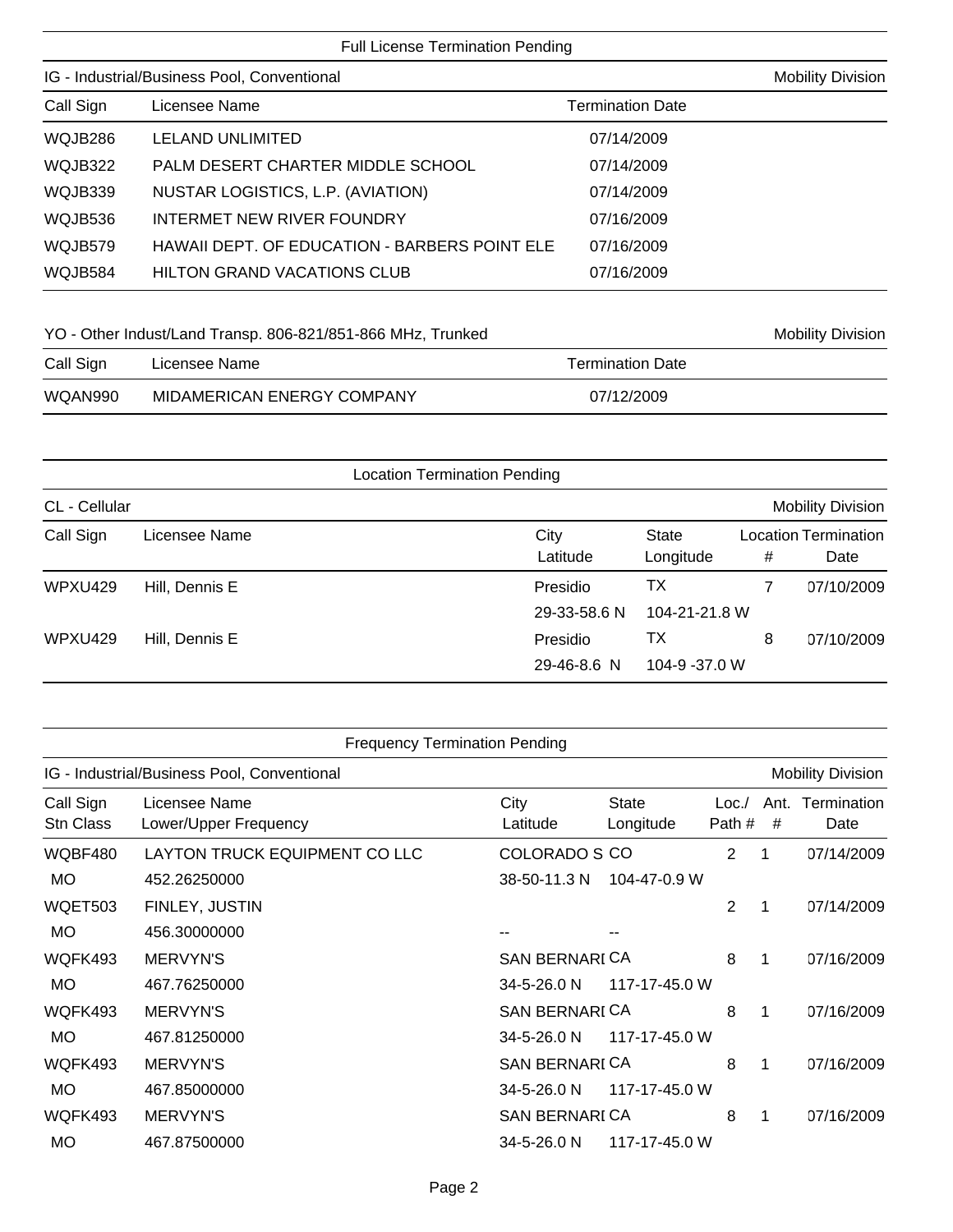## Full License Termination Pending

### IG - Industrial/Business Pool, Conventional — Mobility Division

| Call Sign | Licensee Name | Termination Date |
|---|---|---|
| WQJB286 | LELAND UNLIMITED | 07/14/2009 |
| WQJB322 | PALM DESERT CHARTER MIDDLE SCHOOL | 07/14/2009 |
| WQJB339 | NUSTAR LOGISTICS, L.P. (AVIATION) | 07/14/2009 |
| WQJB536 | INTERMET NEW RIVER FOUNDRY | 07/16/2009 |
| WQJB579 | HAWAII DEPT. OF EDUCATION - BARBERS POINT ELE | 07/16/2009 |
| WQJB584 | HILTON GRAND VACATIONS CLUB | 07/16/2009 |

### YO - Other Indust/Land Transp. 806-821/851-866 MHz, Trunked — Mobility Division

| Call Sign | Licensee Name | Termination Date |
|---|---|---|
| WQAN990 | MIDAMERICAN ENERGY COMPANY | 07/12/2009 |

## Location Termination Pending

### CL - Cellular — Mobility Division

| Call Sign | Licensee Name | City / Latitude | State / Longitude | Location # | Termination Date |
|---|---|---|---|---|---|
| WPXU429 | Hill, Dennis E | Presidio | TX | 7 | 07/10/2009 |
| | | 29-33-58.6 N | 104-21-21.8 W | | |
| WPXU429 | Hill, Dennis E | Presidio | TX | 8 | 07/10/2009 |
| | | 29-46-8.6 N | 104-9 -37.0 W | | |

## Frequency Termination Pending

### IG - Industrial/Business Pool, Conventional — Mobility Division

| Call Sign / Stn Class | Licensee Name / Lower/Upper Frequency | City / Latitude | State / Longitude | Loc./ Path # | Ant. # | Termination Date |
|---|---|---|---|---|---|---|
| WQBF480 | LAYTON TRUCK EQUIPMENT CO LLC | COLORADO S | CO | 2 | 1 | 07/14/2009 |
| MO | 452.26250000 | 38-50-11.3 N | 104-47-0.9 W | | | |
| WQET503 | FINLEY, JUSTIN | | | 2 | 1 | 07/14/2009 |
| MO | 456.30000000 | -- | -- | | | |
| WQFK493 | MERVYN'S | SAN BERNARI | CA | 8 | 1 | 07/16/2009 |
| MO | 467.76250000 | 34-5-26.0 N | 117-17-45.0 W | | | |
| WQFK493 | MERVYN'S | SAN BERNARI | CA | 8 | 1 | 07/16/2009 |
| MO | 467.81250000 | 34-5-26.0 N | 117-17-45.0 W | | | |
| WQFK493 | MERVYN'S | SAN BERNARI | CA | 8 | 1 | 07/16/2009 |
| MO | 467.85000000 | 34-5-26.0 N | 117-17-45.0 W | | | |
| WQFK493 | MERVYN'S | SAN BERNARI | CA | 8 | 1 | 07/16/2009 |
| MO | 467.87500000 | 34-5-26.0 N | 117-17-45.0 W | | | |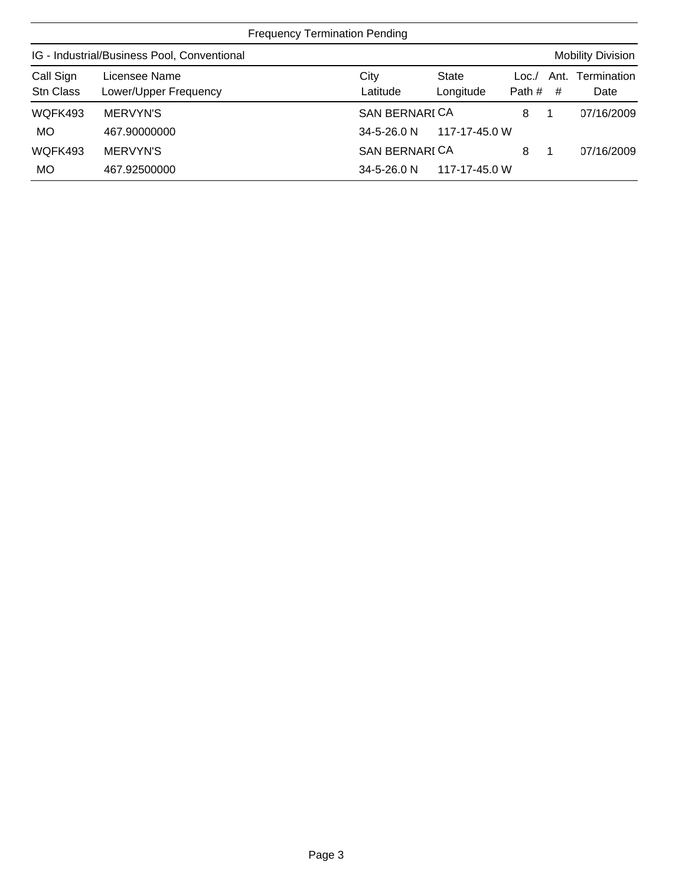Frequency Termination Pending

| IG - Industrial/Business Pool, Conventional | | | | | | Mobility Division |
|---|---|---|---|---|---|---|
| Call Sign<br>Stn Class | Licensee Name<br>Lower/Upper Frequency | City<br>Latitude | State<br>Longitude | Loc./<br>Path # | Ant.<br>\# | Termination<br>Date |
| WQFK493<br>MO | MERVYN'S<br>467.90000000 | SAN BERNARI<br>34-5-26.0 N | CA<br>117-17-45.0 W | 8 | 1 | 07/16/2009 |
| WQFK493<br>MO | MERVYN'S<br>467.92500000 | SAN BERNARI<br>34-5-26.0 N | CA<br>117-17-45.0 W | 8 | 1 | 07/16/2009 |